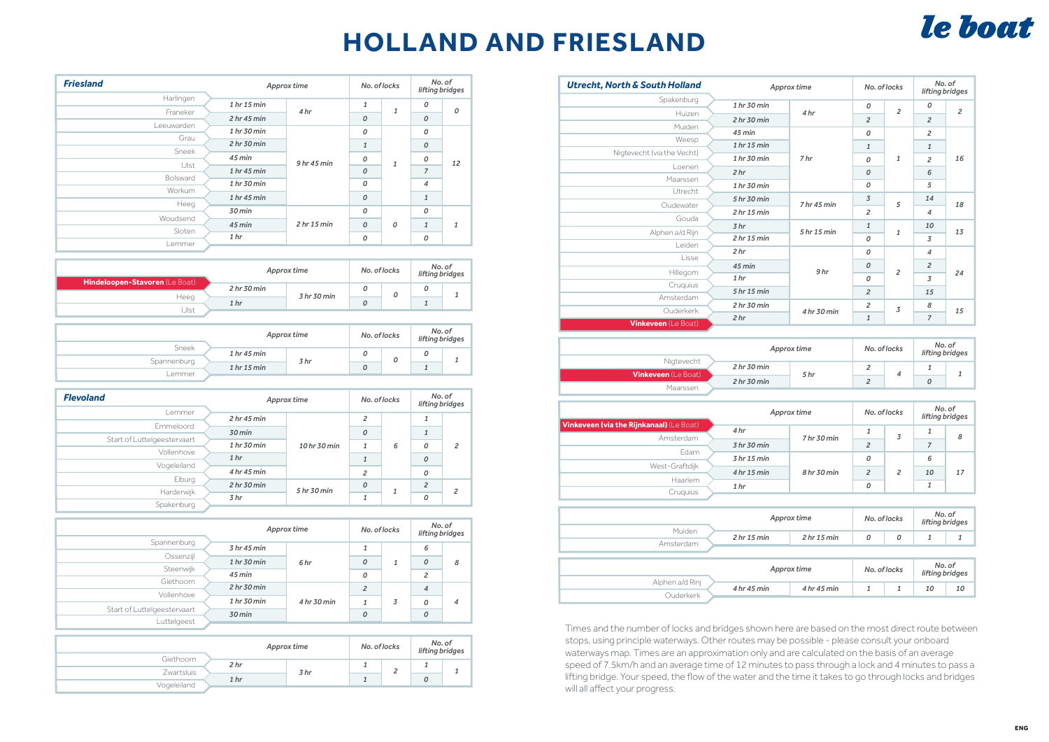# HOLLAND AND FRIESLAND

| Friesland | Approx time | | No. of locks | | No. of lifting bridges | |
|---|---|---|---|---|---|---|
| Harlingen – Franeker | 1 hr 15 min | 4 hr | 1 | 1 | 0 | 0 |
| Franeker – Leeuwarden | 2 hr 45 min | | 0 | | 0 | |
| Leeuwarden – Grau | 1 hr 30 min | 9 hr 45 min | 0 | 1 | 0 | 12 |
| Grau – Sneek | 2 hr 30 min | | 1 | | 0 | |
| Sneek – IJlst | 45 min | | 0 | | 0 | |
| IJlst – Bolsward | 1 hr 45 min | | 0 | | 7 | |
| Bolsward – Workum | 1 hr 30 min | | 0 | | 4 | |
| Workum – Heeg | 1 hr 45 min | | 0 | | 1 | |
| Heeg – Woudsend | 30 min | 2 hr 15 min | 0 | 0 | 0 | 1 |
| Woudsend – Sloten | 45 min | | 0 | | 1 | |
| Sloten – Lemmer | 1 hr | | 0 | | 0 | |

| | Approx time | | No. of locks | | No. of lifting bridges | |
|---|---|---|---|---|---|---|
| **Hindeloopen-Stavoren** (Le Boat) – Heeg | 2 hr 30 min | 3 hr 30 min | 0 | 0 | 0 | 1 |
| Heeg – IJlst | 1 hr | | 0 | | 1 | |

| | Approx time | | No. of locks | | No. of lifting bridges | |
|---|---|---|---|---|---|---|
| Sneek – Spannenburg | 1 hr 45 min | 3 hr | 0 | 0 | 0 | 1 |
| Spannenburg – Lemmer | 1 hr 15 min | | 0 | | 1 | |

| Flevoland | Approx time | | No. of locks | | No. of lifting bridges | |
|---|---|---|---|---|---|---|
| Lemmer – Emmeloord | 2 hr 45 min | 10 hr 30 min | 2 | 6 | 1 | 2 |
| Emmeloord – Start of Luttelgeestervaart | 30 min | | 0 | | 1 | |
| Start of Luttelgeestervaart – Vollenhove | 1 hr 30 min | | 1 | | 0 | |
| Vollenhove – Vogeleiland | 1 hr | | 1 | | 0 | |
| Vogeleiland – Elburg | 4 hr 45 min | | 2 | | 0 | |
| Elburg – Harderwijk | 2 hr 30 min | 5 hr 30 min | 0 | 1 | 2 | 2 |
| Harderwijk – Spakenburg | 3 hr | | 1 | | 0 | |

| | Approx time | | No. of locks | | No. of lifting bridges | |
|---|---|---|---|---|---|---|
| Spannenburg – Ossenzijl | 3 hr 45 min | 6 hr | 1 | 1 | 6 | 8 |
| Ossenzijl – Steenwijk | 1 hr 30 min | | 0 | | 0 | |
| Steenwijk – Giethoorn | 45 min | | 0 | | 2 | |
| Giethoorn – Vollenhove | 2 hr 30 min | 4 hr 30 min | 2 | 3 | 4 | 4 |
| Vollenhove – Start of Luttelgeestervaart | 1 hr 30 min | | 1 | | 0 | |
| Start of Luttelgeestervaart – Luttelgeest | 30 min | | 0 | | 0 | |

| | Approx time | | No. of locks | | No. of lifting bridges | |
|---|---|---|---|---|---|---|
| Giethoorn – Zwartsluis | 2 hr | 3 hr | 1 | 2 | 1 | 1 |
| Zwartsluis – Vogeleiland | 1 hr | | 1 | | 0 | |

| Utrecht, North & South Holland | Approx time | | No. of locks | | No. of lifting bridges | |
|---|---|---|---|---|---|---|
| Spakenburg – Huizen | 1 hr 30 min | 4 hr | 0 | 2 | 0 | 2 |
| Huizen – Muiden | 2 hr 30 min | | 2 | | 2 | |
| Muiden – Weesp | 45 min | 7 hr | 0 | 1 | 2 | 16 |
| Weesp – Nigtevecht (via the Vecht) | 1 hr 15 min | | 1 | | 1 | |
| Nigtevecht (via the Vecht) – Loenen | 1 hr 30 min | | 0 | | 2 | |
| Loenen – Maarssen | 2 hr | | 0 | | 6 | |
| Maarssen – Utrecht | 1 hr 30 min | | 0 | | 5 | |
| Utrecht – Oudewater | 5 hr 30 min | 7 hr 45 min | 3 | 5 | 14 | 18 |
| Oudewater – Gouda | 2 hr 15 min | | 2 | | 4 | |
| Gouda – Alphen a/d Rijn | 3 hr | 5 hr 15 min | 1 | 1 | 10 | 13 |
| Alphen a/d Rijn – Leiden | 2 hr 15 min | | 0 | | 3 | |
| Leiden – Lisse | 2 hr | 9 hr | 0 | 2 | 4 | 24 |
| Lisse – Hillegom | 45 min | | 0 | | 2 | |
| Hillegom – Cruquius | 1 hr | | 0 | | 3 | |
| Cruquius – Amsterdam | 5 hr 15 min | | 2 | | 15 | |
| Amsterdam – Ouderkerk | 2 hr 30 min | 4 hr 30 min | 2 | 3 | 8 | 15 |
| Ouderkerk – **Vinkeveen** (Le Boat) | 2 hr | | 1 | | 7 | |

| | Approx time | | No. of locks | | No. of lifting bridges | |
|---|---|---|---|---|---|---|
| Nigtevecht – **Vinkeveen** (Le Boat) | 2 hr 30 min | 5 hr | 2 | 4 | 1 | 1 |
| **Vinkeveen** (Le Boat) – Maarssen | 2 hr 30 min | | 2 | | 0 | |

| | Approx time | | No. of locks | | No. of lifting bridges | |
|---|---|---|---|---|---|---|
| **Vinkeveen (via the Rijnkanaal)** (Le Boat) – Amsterdam | 4 hr | 7 hr 30 min | 1 | 3 | 1 | 8 |
| Amsterdam – Edam | 3 hr 30 min | | 2 | | 7 | |
| Edam – West-Graftdijk | 3 hr 15 min | 8 hr 30 min | 0 | 2 | 6 | 17 |
| West-Graftdijk – Haarlem | 4 hr 15 min | | 2 | | 10 | |
| Haarlem – Cruquius | 1 hr | | 0 | | 1 | |

| | Approx time | | No. of locks | | No. of lifting bridges | |
|---|---|---|---|---|---|---|
| Muiden – Amsterdam | 2 hr 15 min | 2 hr 15 min | 0 | 0 | 1 | 1 |

| | Approx time | | No. of locks | | No. of lifting bridges | |
|---|---|---|---|---|---|---|
| Alphen a/d Rinj – Ouderkerk | 4 hr 45 min | 4 hr 45 min | 1 | 1 | 10 | 10 |

Times and the number of locks and bridges shown here are based on the most direct route between stops, using principle waterways. Other routes may be possible - please consult your onboard waterways map. Times are an approximation only and are calculated on the basis of an average speed of 7.5km/h and an average time of 12 minutes to pass through a lock and 4 minutes to pass a lifting bridge. Your speed, the flow of the water and the time it takes to go through locks and bridges will all affect your progress.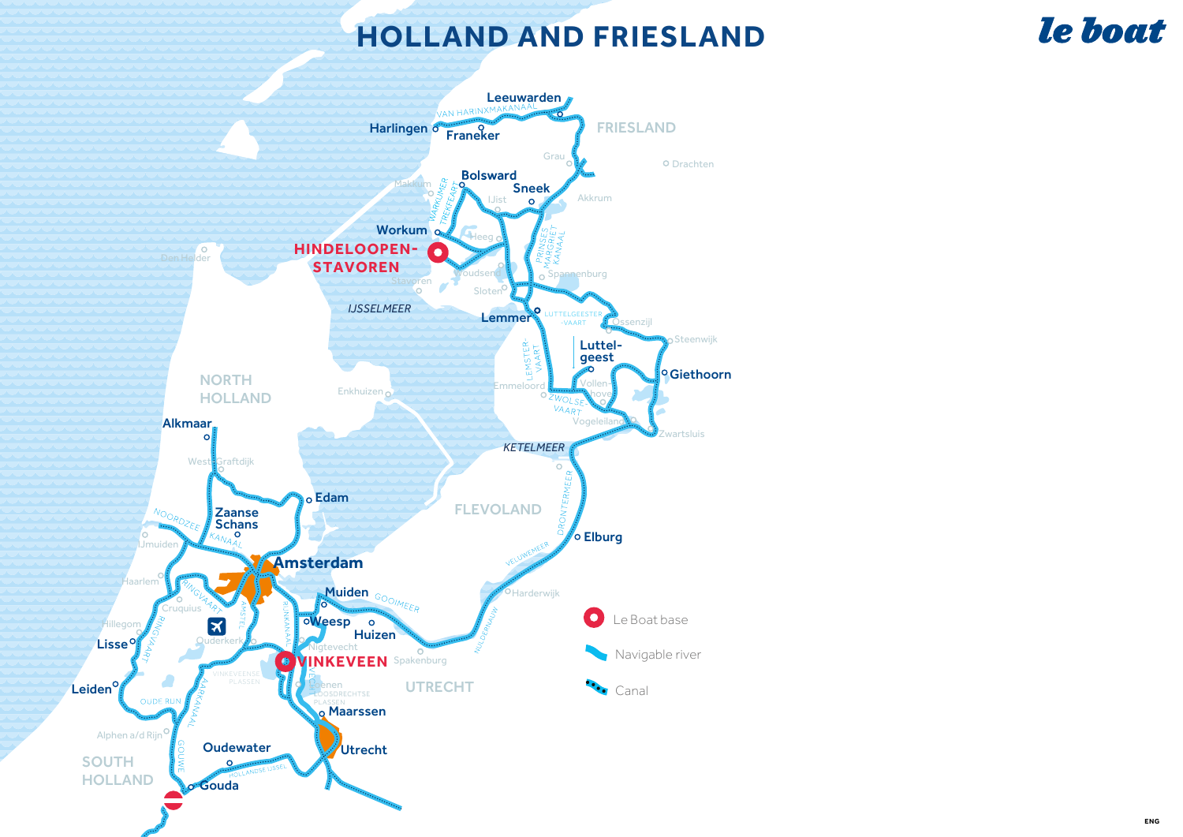# HOLLAND AND FRIESLAND

le boat

Leeuwarden
VAN HARINXMAKANAAL
Harlingen
Franeker
FRIESLAND
Grau
Drachten
Makkum
Bolsward
Sneek
WARKUMER TREKFEART
IJlst
Akkrum
Workum
Heeg
PRINSES MARGRIET KANAAL
HINDELOOPEN-STAVOREN
Den Helder
Stavoren
Woudsend
Spannenburg
Sloten
IJSSELMEER
Lemmer
LUTTELGEESTER VAART
Ossenzijl
Steenwijk
LEMSTER-VAART
Luttel-geest
Giethoorn
NORTH HOLLAND
Enkhuizen
Emmeloord
Vollenhove
ZWOLSE VAART
Vogeleiland
Zwartsluis
Alkmaar
KETELMEER
West Graftdijk
DRONTERMEER
Edam
FLEVOLAND
Zaanse Schans
NOORDZEE KANAAL
IJmuiden
Elburg
VELUWEMEER
Amsterdam
Haarlem
RINGVAART
Cruquius
AMSTEL
Muiden
GOOIMEER
Harderwijk
RIJNKANAAL
Weesp
Huizen
Hillegom
Lisse
Ouderkerk
Nigtevecht
NULDERNAUW
VINKEVEEN
Spakenburg
VINKEVEENSE PLASSEN
VECHT
Leiden
Breukelen
LOOSDRECHTSE PLASSEN
UTRECHT
OUDE RIJN
AARKANAAL
Maarssen
Alphen a/d Rijn
GOUWE
Oudewater
Utrecht
SOUTH HOLLAND
HOLLANDSE IJSSEL
Gouda

Le Boat base
Navigable river
Canal

ENG